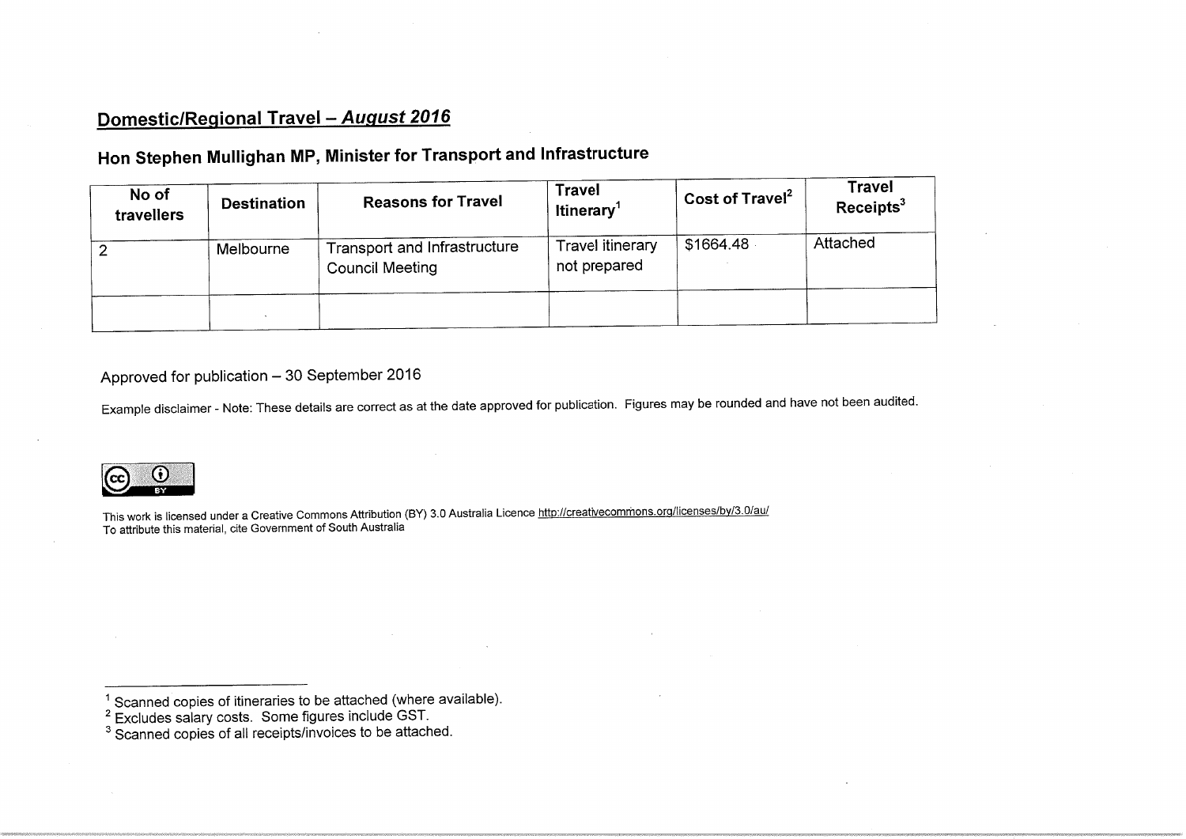## Domestic/Regional Travel – *August 2016*

### Hon Stephen Mullighan MP, Minister for Transport and Infrastructure

| No of travellers | Destination | Reasons for Travel | Travel Itinerary[1] | Cost of Travel[2] | Travel Receipts[3] |
|---|---|---|---|---|---|
| 2 | Melbourne | Transport and Infrastructure Council Meeting | Travel itinerary not prepared | $1664.48 | Attached |
| | | | | | |

Approved for publication – 30 September 2016

Example disclaimer - Note: These details are correct as at the date approved for publication. Figures may be rounded and have not been audited.

This work is licensed under a Creative Commons Attribution (BY) 3.0 Australia Licence http://creativecommons.org/licenses/by/3.0/au/
To attribute this material, cite Government of South Australia

[1] Scanned copies of itineraries to be attached (where available).
[2] Excludes salary costs. Some figures include GST.
[3] Scanned copies of all receipts/invoices to be attached.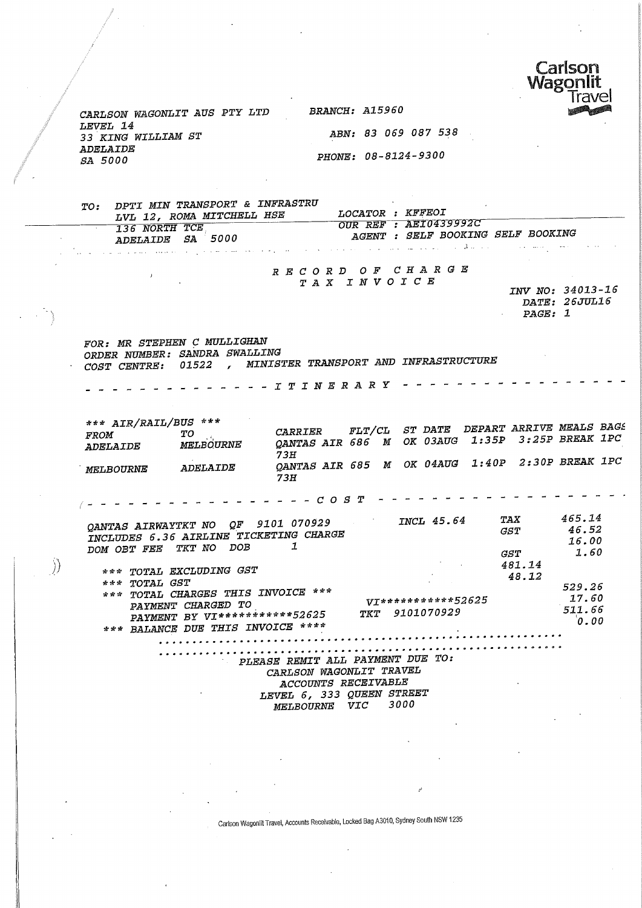Carlson Wagonlit Travel

CARLSON WAGONLIT AUS PTY LTD
LEVEL 14
33 KING WILLIAM ST
ADELAIDE
SA 5000

BRANCH: A15960

ABN: 83 069 087 538

PHONE: 08-8124-9300

TO: DPTI MIN TRANSPORT & INFRASTRU
LVL 12, ROMA MITCHELL HSE
136 NORTH TCE
ADELAIDE SA 5000

LOCATOR : KFFEOI
OUR REF : AEI0439992C
AGENT : SELF BOOKING SELF BOOKING

# RECORD OF CHARGE
## TAX INVOICE

INV NO: 34013-16
DATE: 26JUL16
PAGE: 1

FOR: MR STEPHEN C MULLIGHAN
ORDER NUMBER: SANDRA SWALLING
COST CENTRE: 01522 , MINISTER TRANSPORT AND INFRASTRUCTURE

## ITINERARY

*** AIR/RAIL/BUS ***

| FROM | TO | CARRIER | FLT/CL | ST | DATE | DEPART | ARRIVE | MEALS | BAGS |
|---|---|---|---|---|---|---|---|---|---|
| ADELAIDE | MELBOURNE | QANTAS AIR 686 73H | M | OK | 03AUG | 1:35P | 3:25P | BREAK | 1PC |
| MELBOURNE | ADELAIDE | QANTAS AIR 685 73H | M | OK | 04AUG | 1:40P | 2:30P | BREAK | 1PC |

## COST

| | | | |
|---|---|---|---|
| QANTAS AIRWAYTKT NO QF 9101 070929 | INCL 45.64 | TAX | 465.14 |
| INCLUDES 6.36 AIRLINE TICKETING CHARGE | | GST | 46.52 |
| DOM OBT FEE TKT NO DOB 1 | | | 16.00 |
| | | GST | 1.60 |
| *** TOTAL EXCLUDING GST | | 481.14 | |
| *** TOTAL GST | | 48.12 | |
| *** TOTAL CHARGES THIS INVOICE *** | | | 529.26 |
| PAYMENT CHARGED TO | VI***********52625 | | 17.60 |
| PAYMENT BY VI***********52625 | TKT 9101070929 | | 511.66 |
| *** BALANCE DUE THIS INVOICE **** | | | 0.00 |

PLEASE REMIT ALL PAYMENT DUE TO:
CARLSON WAGONLIT TRAVEL
ACCOUNTS RECEIVABLE
LEVEL 6, 333 QUEEN STREET
MELBOURNE VIC 3000

Carlson Wagonlit Travel, Accounts Receivable, Locked Bag A3010, Sydney South NSW 1235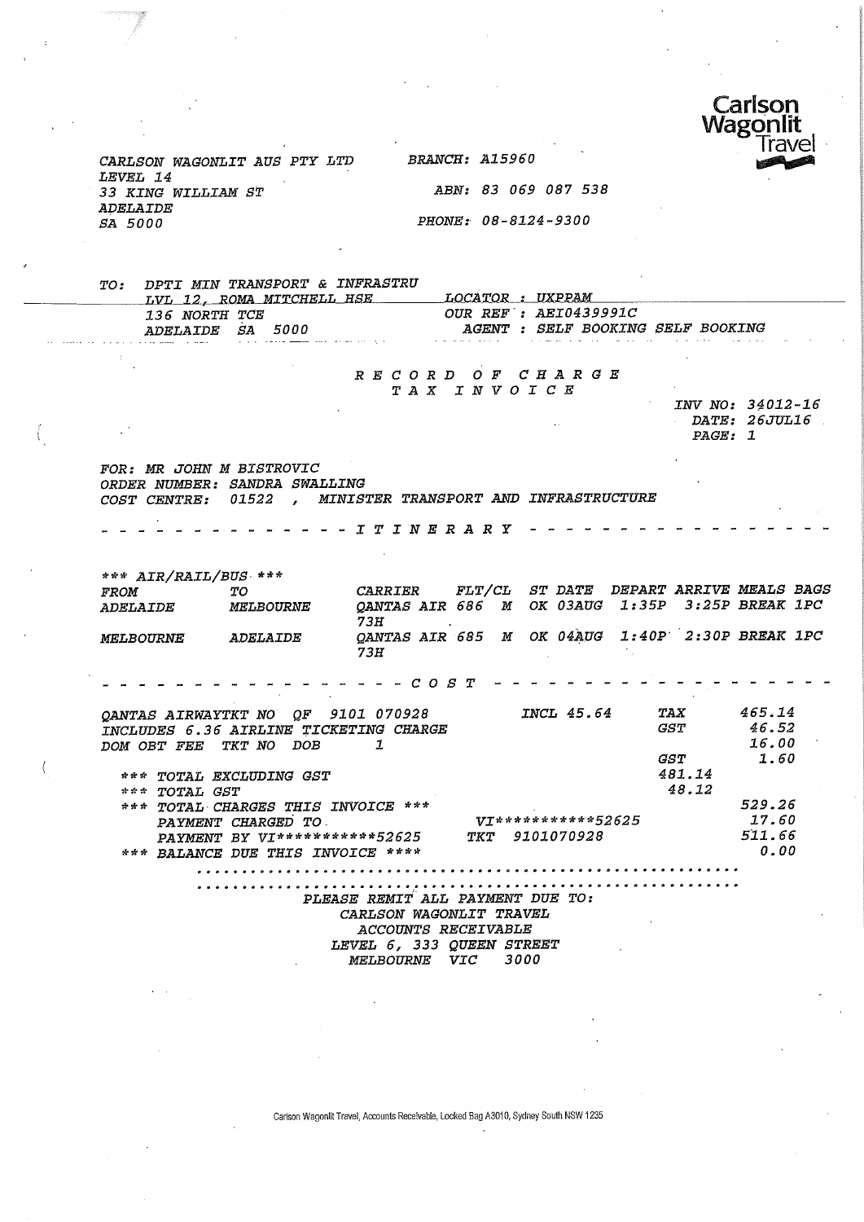Carlson Wagonlit Travel

CARLSON WAGONLIT AUS PTY LTD
LEVEL 14
33 KING WILLIAM ST
ADELAIDE
SA 5000

BRANCH: A15960

ABN: 83 069 087 538

PHONE: 08-8124-9300

TO: DPTI MIN TRANSPORT & INFRASTRU
LVL 12, ROMA MITCHELL HSE
136 NORTH TCE
ADELAIDE SA 5000

LOCATOR : UXPPAM
OUR REF : AEI0439991C
AGENT : SELF BOOKING SELF BOOKING

# RECORD OF CHARGE
## TAX INVOICE

INV NO: 34012-16
DATE: 26JUL16
PAGE: 1

FOR: MR JOHN M BISTROVIC
ORDER NUMBER: SANDRA SWALLING
COST CENTRE: 01522 , MINISTER TRANSPORT AND INFRASTRUCTURE

## ITINERARY

*** AIR/RAIL/BUS ***

| FROM | TO | CARRIER | FLT/CL | ST | DATE | DEPART | ARRIVE | MEALS | BAGS |
|---|---|---|---|---|---|---|---|---|---|
| ADELAIDE | MELBOURNE | QANTAS AIR 73H | 686 M | OK | 03AUG | 1:35P | 3:25P | BREAK | 1PC |
| MELBOURNE | ADELAIDE | QANTAS AIR 73H | 685 M | OK | 04AUG | 1:40P | 2:30P | BREAK | 1PC |

## COST

| | | | |
|---|---|---|---|
| QANTAS AIRWAYTKT NO QF 9101 070928 | INCL 45.64 | TAX | 465.14 |
| INCLUDES 6.36 AIRLINE TICKETING CHARGE | | GST | 46.52 |
| DOM OBT FEE TKT NO DOB 1 | | | 16.00 |
| | | GST | 1.60 |
| *** TOTAL EXCLUDING GST | | 481.14 | |
| *** TOTAL GST | | 48.12 | |
| *** TOTAL CHARGES THIS INVOICE *** | | | 529.26 |
| PAYMENT CHARGED TO | VI***********52625 | | 17.60 |
| PAYMENT BY VI***********52625 | TKT 9101070928 | | 511.66 |
| *** BALANCE DUE THIS INVOICE **** | | | 0.00 |

PLEASE REMIT ALL PAYMENT DUE TO:
CARLSON WAGONLIT TRAVEL
ACCOUNTS RECEIVABLE
LEVEL 6, 333 QUEEN STREET
MELBOURNE VIC 3000

Carlson Wagonlit Travel, Accounts Receivable, Locked Bag A3010, Sydney South NSW 1235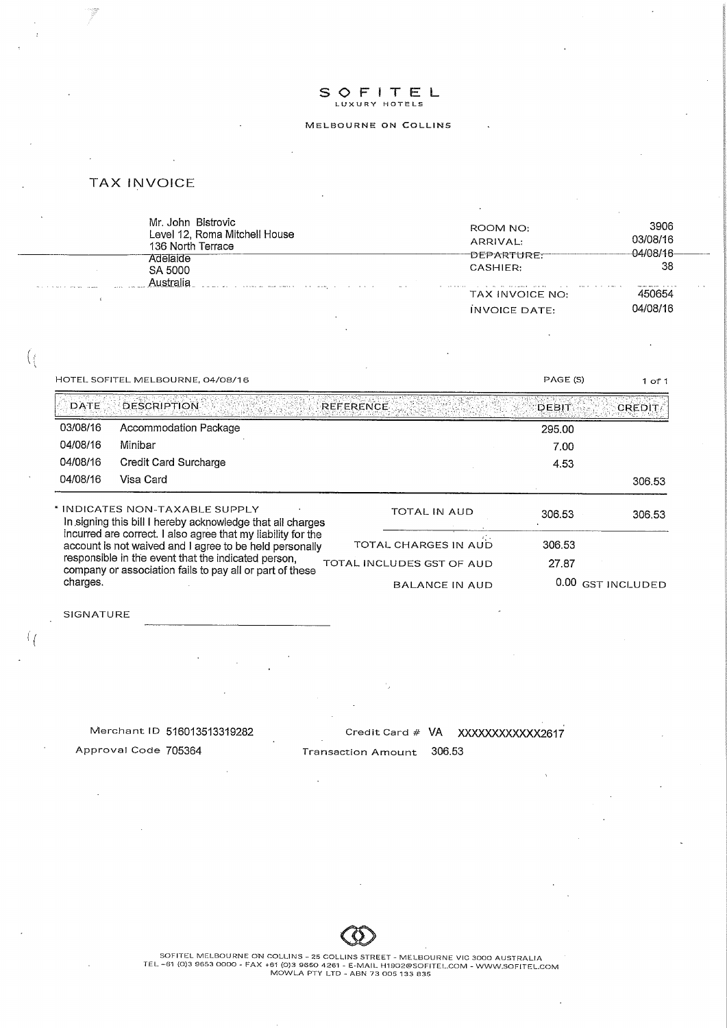**SOFITEL**
LUXURY HOTELS

MELBOURNE ON COLLINS

# TAX INVOICE

Mr. John Bistrovic
Level 12, Roma Mitchell House
136 North Terrace
Adelaide
SA 5000
Australia

| | |
|---|---|
| ROOM NO: | 3906 |
| ARRIVAL: | 03/08/16 |
| DEPARTURE: | 04/08/16 |
| CASHIER: | 38 |
| TAX INVOICE NO: | 450654 |
| INVOICE DATE: | 04/08/16 |

HOTEL SOFITEL MELBOURNE, 04/08/16

PAGE (S) 1 of 1

| DATE | DESCRIPTION | REFERENCE | DEBIT | CREDIT |
|---|---|---|---|---|
| 03/08/16 | Accommodation Package | | 295.00 | |
| 04/08/16 | Minibar | | 7.00 | |
| 04/08/16 | Credit Card Surcharge | | 4.53 | |
| 04/08/16 | Visa Card | | | 306.53 |

* INDICATES NON-TAXABLE SUPPLY

In signing this bill I hereby acknowledge that all charges incurred are correct. I also agree that my liability for the account is not waived and I agree to be held personally responsible in the event that the indicated person, company or association fails to pay all or part of these charges.

| | | |
|---|---|---|
| TOTAL IN AUD | 306.53 | 306.53 |
| TOTAL CHARGES IN AUD | 306.53 | |
| TOTAL INCLUDES GST OF AUD | 27.87 | |
| BALANCE IN AUD | 0.00 | GST INCLUDED |

SIGNATURE ______________________

Merchant ID 516013513319282

Approval Code 705364

Credit Card # VA XXXXXXXXXXXX2617

Transaction Amount 306.53

SOFITEL MELBOURNE ON COLLINS - 25 COLLINS STREET - MELBOURNE VIC 3000 AUSTRALIA
TEL +61 (0)3 9653 0000 - FAX +61 (0)3 9650 4261 - E-MAIL H1902@SOFITEL.COM - WWW.SOFITEL.COM
MOWLA PTY LTD - ABN 73 005 133 835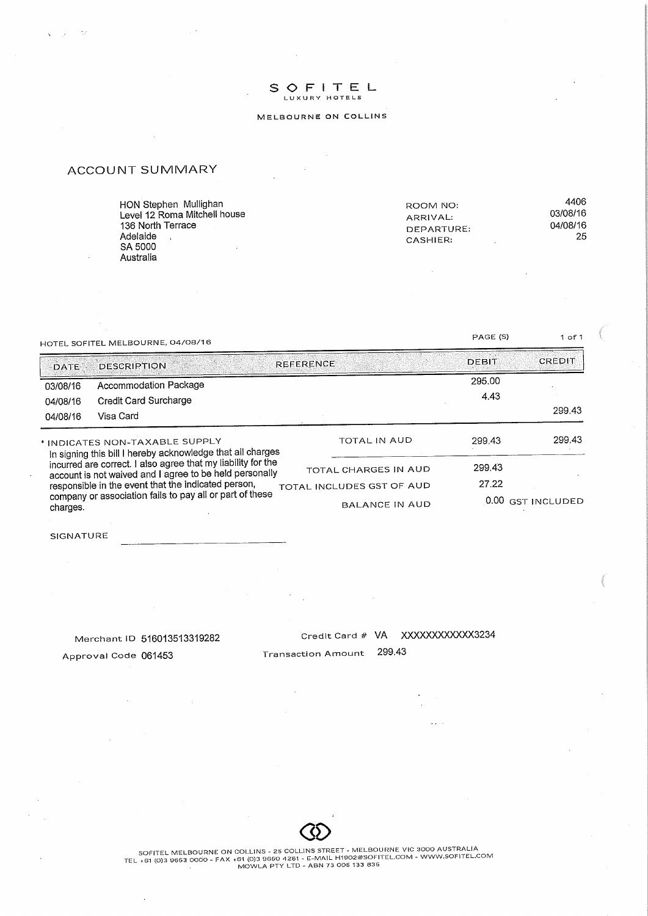SOFITEL
LUXURY HOTELS

MELBOURNE ON COLLINS

# ACCOUNT SUMMARY

HON Stephen Mullighan
Level 12 Roma Mitchell house
136 North Terrace
Adelaide ,
SA 5000
Australia

| | |
|---|---|
| ROOM NO: | 4406 |
| ARRIVAL: | 03/08/16 |
| DEPARTURE: | 04/08/16 |
| CASHIER: | 25 |

HOTEL SOFITEL MELBOURNE, 04/08/16

PAGE (S) 1 of 1

| DATE | DESCRIPTION | REFERENCE | DEBIT | CREDIT |
|---|---|---|---|---|
| 03/08/16 | Accommodation Package | | 295.00 | |
| 04/08/16 | Credit Card Surcharge | | 4.43 | |
| 04/08/16 | Visa Card | | | 299.43 |

\* INDICATES NON-TAXABLE SUPPLY
In signing this bill I hereby acknowledge that all charges incurred are correct. I also agree that my liability for the account is not waived and I agree to be held personally responsible in the event that the indicated person, company or association fails to pay all or part of these charges.

| | | |
|---|---|---|
| TOTAL IN AUD | 299.43 | 299.43 |
| TOTAL CHARGES IN AUD | 299.43 | |
| TOTAL INCLUDES GST OF AUD | 27.22 | |
| BALANCE IN AUD | 0.00 GST INCLUDED | |

SIGNATURE ____________________

Merchant ID 516013513319282

Credit Card # VA XXXXXXXXXXXX3234

Approval Code 061453

Transaction Amount 299.43

SOFITEL MELBOURNE ON COLLINS - 25 COLLINS STREET - MELBOURNE VIC 3000 AUSTRALIA
TEL +61 (0)3 9653 0000 - FAX +61 (0)3 9650 4261 - E-MAIL H1902@SOFITEL.COM - WWW.SOFITEL.COM
MOWLA PTY LTD - ABN 73 006 133 835